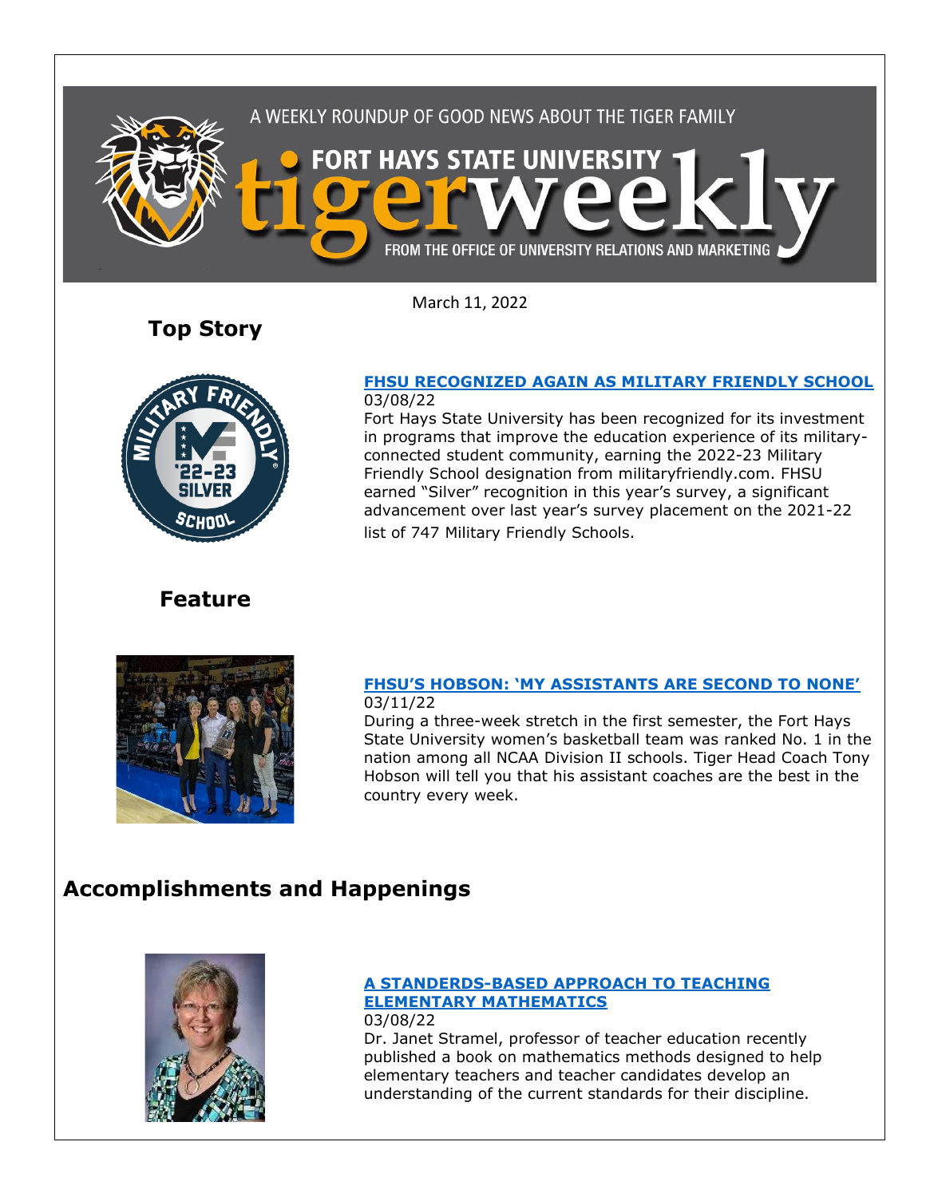A WEEKLY ROUNDUP OF GOOD NEWS ABOUT THE TIGER FAMILY

# FORT HAYS STATE UNIVERSITY tigerweekly

FROM THE OFFICE OF UNIVERSITY RELATIONS AND MARKETING

March 11, 2022

## Top Story

### FHSU RECOGNIZED AGAIN AS MILITARY FRIENDLY SCHOOL

03/08/22

Fort Hays State University has been recognized for its investment in programs that improve the education experience of its military-connected student community, earning the 2022-23 Military Friendly School designation from militaryfriendly.com. FHSU earned "Silver" recognition in this year's survey, a significant advancement over last year's survey placement on the 2021-22 list of 747 Military Friendly Schools.

## Feature

### FHSU'S HOBSON: 'MY ASSISTANTS ARE SECOND TO NONE'

03/11/22

During a three-week stretch in the first semester, the Fort Hays State University women's basketball team was ranked No. 1 in the nation among all NCAA Division II schools. Tiger Head Coach Tony Hobson will tell you that his assistant coaches are the best in the country every week.

## Accomplishments and Happenings

### A STANDERDS-BASED APPROACH TO TEACHING ELEMENTARY MATHEMATICS

03/08/22

Dr. Janet Stramel, professor of teacher education recently published a book on mathematics methods designed to help elementary teachers and teacher candidates develop an understanding of the current standards for their discipline.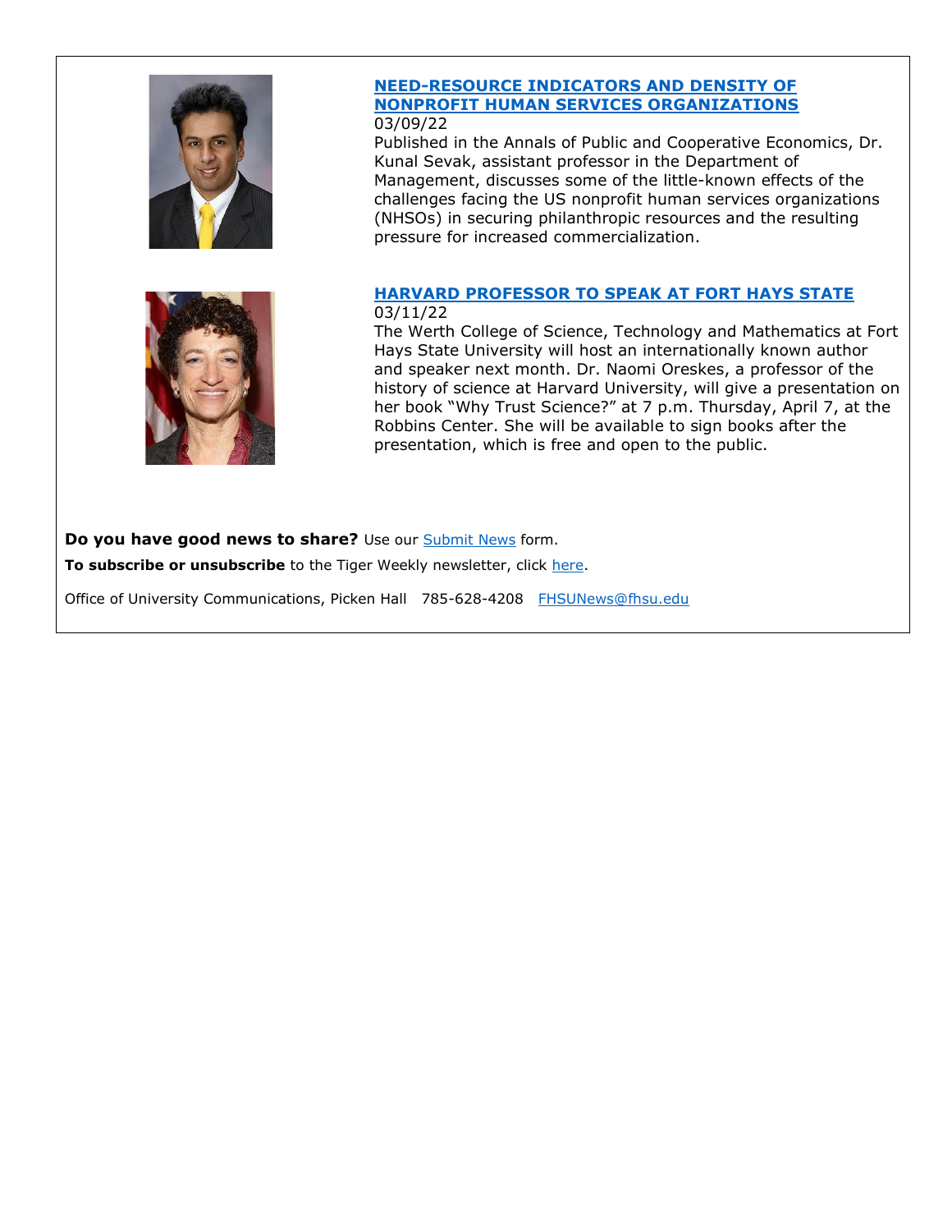## [NEED-RESOURCE INDICATORS AND DENSITY OF NONPROFIT HUMAN SERVICES ORGANIZATIONS]

03/09/22

Published in the Annals of Public and Cooperative Economics, Dr. Kunal Sevak, assistant professor in the Department of Management, discusses some of the little-known effects of the challenges facing the US nonprofit human services organizations (NHSOs) in securing philanthropic resources and the resulting pressure for increased commercialization.

## [HARVARD PROFESSOR TO SPEAK AT FORT HAYS STATE]

03/11/22

The Werth College of Science, Technology and Mathematics at Fort Hays State University will host an internationally known author and speaker next month. Dr. Naomi Oreskes, a professor of the history of science at Harvard University, will give a presentation on her book "Why Trust Science?" at 7 p.m. Thursday, April 7, at the Robbins Center. She will be available to sign books after the presentation, which is free and open to the public.

**Do you have good news to share?** Use our Submit News form.

**To subscribe or unsubscribe** to the Tiger Weekly newsletter, click here.

Office of University Communications, Picken Hall 785-628-4208 FHSUNews@fhsu.edu